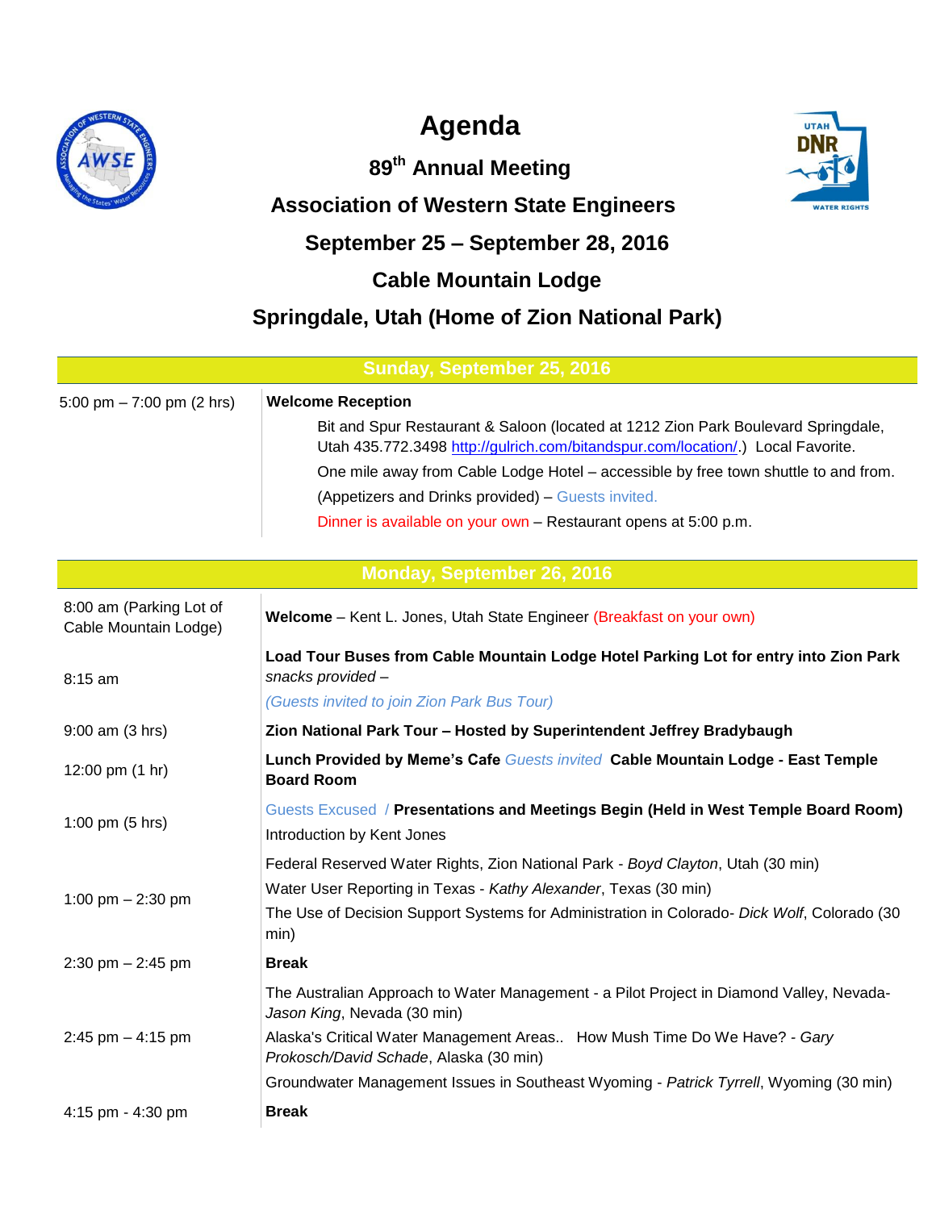# Agenda

## 89th Annual Meeting

## Association of Western State Engineers

## September 25 – September 28, 2016

## Cable Mountain Lodge

## Springdale, Utah (Home of Zion National Park)

| Sunday, September 25, 2016 | |
|---|---|
| 5:00 pm – 7:00 pm (2 hrs) | **Welcome Reception**<br>Bit and Spur Restaurant & Saloon (located at 1212 Zion Park Boulevard Springdale, Utah 435.772.3498 http://gulrich.com/bitandspur.com/location/.) Local Favorite.<br>One mile away from Cable Lodge Hotel – accessible by free town shuttle to and from.<br>(Appetizers and Drinks provided) – Guests invited.<br>Dinner is available on your own – Restaurant opens at 5:00 p.m. |

| Monday, September 26, 2016 | |
|---|---|
| 8:00 am (Parking Lot of Cable Mountain Lodge) | **Welcome** – Kent L. Jones, Utah State Engineer (Breakfast on your own) |
| 8:15 am | **Load Tour Buses from Cable Mountain Lodge Hotel Parking Lot for entry into Zion Park** *snacks provided –*<br>*(Guests invited to join Zion Park Bus Tour)* |
| 9:00 am (3 hrs) | **Zion National Park Tour – Hosted by Superintendent Jeffrey Bradybaugh** |
| 12:00 pm (1 hr) | **Lunch Provided by Meme's Cafe** *Guests invited* **Cable Mountain Lodge - East Temple Board Room** |
| 1:00 pm (5 hrs) | Guests Excused / **Presentations and Meetings Begin (Held in West Temple Board Room)**<br>Introduction by Kent Jones |
| 1:00 pm – 2:30 pm | Federal Reserved Water Rights, Zion National Park - *Boyd Clayton*, Utah (30 min)<br>Water User Reporting in Texas - *Kathy Alexander*, Texas (30 min)<br>The Use of Decision Support Systems for Administration in Colorado- *Dick Wolf*, Colorado (30 min) |
| 2:30 pm – 2:45 pm | **Break** |
| 2:45 pm – 4:15 pm | The Australian Approach to Water Management - a Pilot Project in Diamond Valley, Nevada- *Jason King*, Nevada (30 min)<br>Alaska's Critical Water Management Areas.. How Mush Time Do We Have? - *Gary Prokosch/David Schade*, Alaska (30 min)<br>Groundwater Management Issues in Southeast Wyoming - *Patrick Tyrrell*, Wyoming (30 min) |
| 4:15 pm - 4:30 pm | **Break** |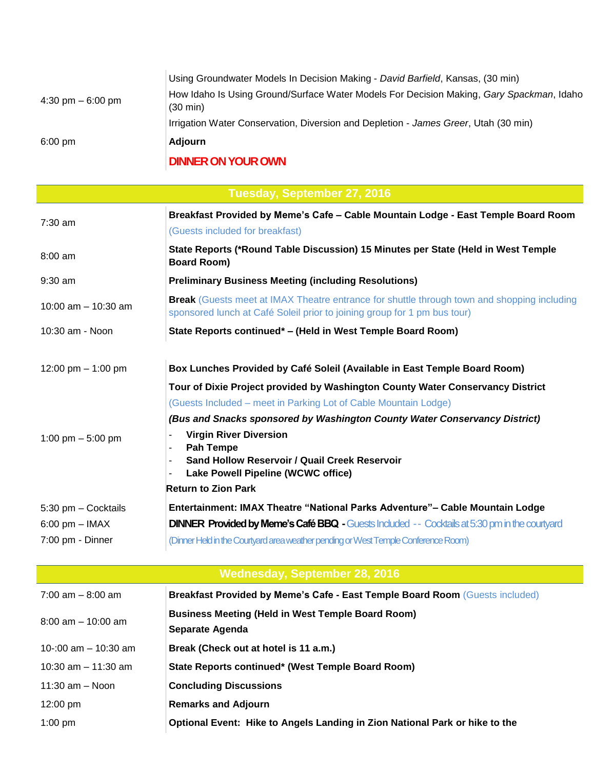| | |
|---|---|
| 4:30 pm – 6:00 pm | Using Groundwater Models In Decision Making - *David Barfield*, Kansas, (30 min)<br>How Idaho Is Using Ground/Surface Water Models For Decision Making, *Gary Spackman*, Idaho (30 min)<br>Irrigation Water Conservation, Diversion and Depletion - *James Greer*, Utah (30 min) |
| 6:00 pm | **Adjourn**<br>**DINNER ON YOUR OWN** |

## Tuesday, September 27, 2016

| | |
|---|---|
| 7:30 am | **Breakfast Provided by Meme's Cafe – Cable Mountain Lodge - East Temple Board Room**<br>(Guests included for breakfast) |
| 8:00 am | **State Reports (*Round Table Discussion) 15 Minutes per State (Held in West Temple Board Room)** |
| 9:30 am | **Preliminary Business Meeting (including Resolutions)** |
| 10:00 am – 10:30 am | **Break** (Guests meet at IMAX Theatre entrance for shuttle through town and shopping including sponsored lunch at Café Soleil prior to joining group for 1 pm bus tour) |
| 10:30 am - Noon | **State Reports continued* – (Held in West Temple Board Room)** |
| 12:00 pm – 1:00 pm | **Box Lunches Provided by Café Soleil (Available in East Temple Board Room)** |
| 1:00 pm – 5:00 pm | **Tour of Dixie Project provided by Washington County Water Conservancy District**<br>(Guests Included – meet in Parking Lot of Cable Mountain Lodge)<br>***(Bus and Snacks sponsored by Washington County Water Conservancy District)***<br>- **Virgin River Diversion**<br>- **Pah Tempe**<br>- **Sand Hollow Reservoir / Quail Creek Reservoir**<br>- **Lake Powell Pipeline (WCWC office)**<br>**Return to Zion Park** |
| 5:30 pm – Cocktails<br>6:00 pm – IMAX<br>7:00 pm - Dinner | **Entertainment: IMAX Theatre "National Parks Adventure"– Cable Mountain Lodge**<br>**DINNER Provided by Meme's Café BBQ -** Guests Included -- Cocktails at 5:30 pm in the courtyard<br>(Dinner Held in the Courtyard area weather pending or West Temple Conference Room) |

## Wednesday, September 28, 2016

| | |
|---|---|
| 7:00 am – 8:00 am | **Breakfast Provided by Meme's Cafe - East Temple Board Room** (Guests included) |
| 8:00 am – 10:00 am | **Business Meeting (Held in West Temple Board Room)**<br>**Separate Agenda** |
| 10-:00 am – 10:30 am | **Break (Check out at hotel is 11 a.m.)** |
| 10:30 am – 11:30 am | **State Reports continued* (West Temple Board Room)** |
| 11:30 am – Noon | **Concluding Discussions** |
| 12:00 pm | **Remarks and Adjourn** |
| 1:00 pm | **Optional Event: Hike to Angels Landing in Zion National Park or hike to the** |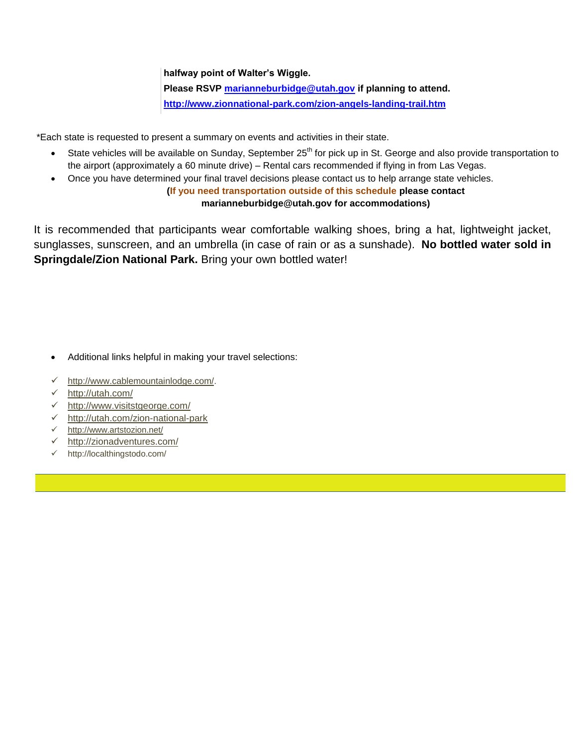**halfway point of Walter's Wiggle.**

**Please RSVP marianneburbidge@utah.gov if planning to attend.**

**http://www.zionnational-park.com/zion-angels-landing-trail.htm**

*Each state is requested to present a summary on events and activities in their state.

- State vehicles will be available on Sunday, September 25th for pick up in St. George and also provide transportation to the airport (approximately a 60 minute drive) – Rental cars recommended if flying in from Las Vegas.
- Once you have determined your final travel decisions please contact us to help arrange state vehicles.

**(If you need transportation outside of this schedule please contact marianneburbidge@utah.gov for accommodations)**

It is recommended that participants wear comfortable walking shoes, bring a hat, lightweight jacket, sunglasses, sunscreen, and an umbrella (in case of rain or as a sunshade). **No bottled water sold in Springdale/Zion National Park.** Bring your own bottled water!

- Additional links helpful in making your travel selections:

- ✓ http://www.cablemountainlodge.com/.
- ✓ http://utah.com/
- ✓ http://www.visitstgeorge.com/
- ✓ http://utah.com/zion-national-park
- ✓ http://www.artstozion.net/
- ✓ http://zionadventures.com/
- ✓ http://localthingstodo.com/